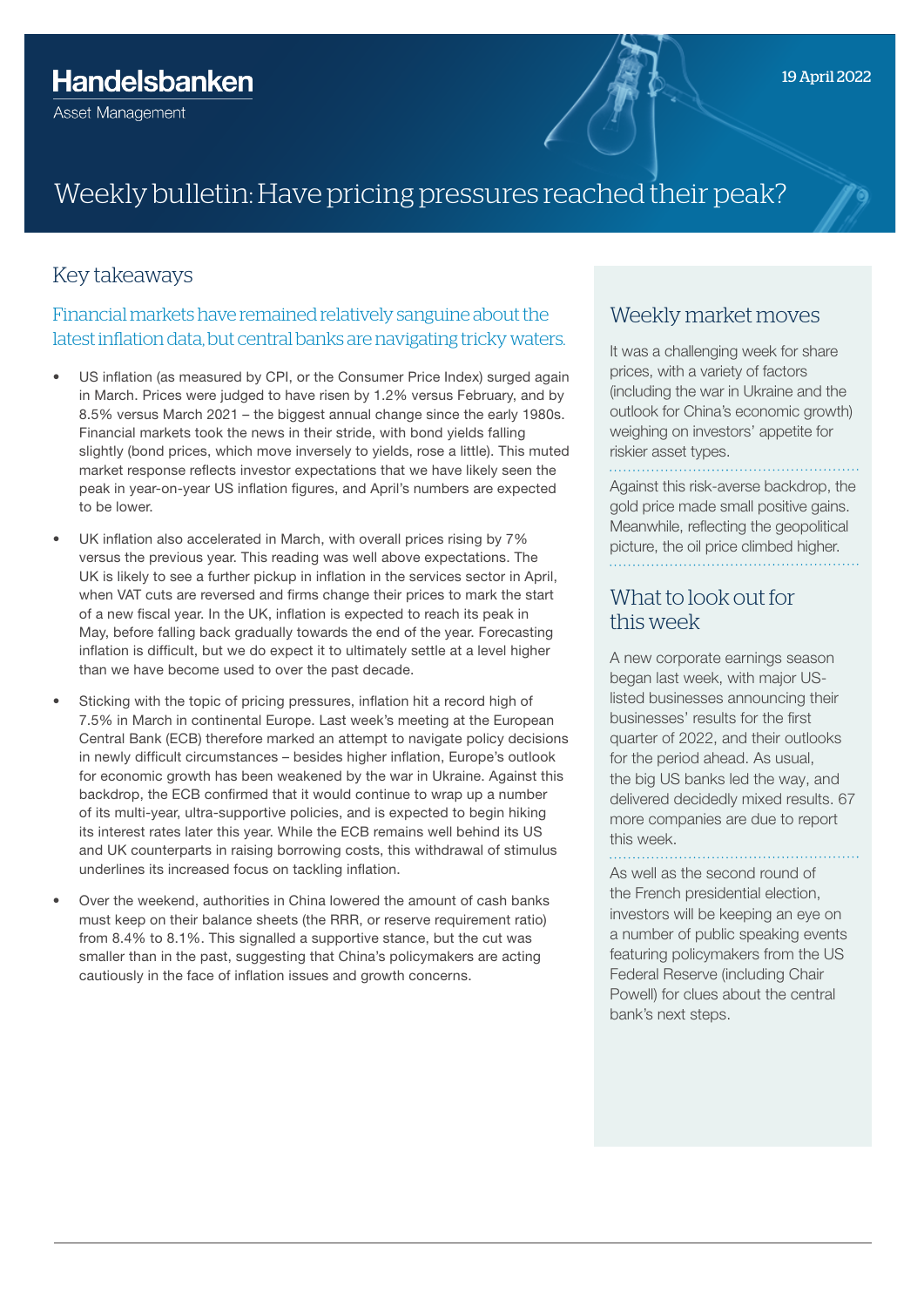Handelsbanken
Asset Management

19 April 2022

# Weekly bulletin: Have pricing pressures reached their peak?

## Key takeaways

### Financial markets have remained relatively sanguine about the latest inflation data, but central banks are navigating tricky waters.

- US inflation (as measured by CPI, or the Consumer Price Index) surged again in March. Prices were judged to have risen by 1.2% versus February, and by 8.5% versus March 2021 – the biggest annual change since the early 1980s. Financial markets took the news in their stride, with bond yields falling slightly (bond prices, which move inversely to yields, rose a little). This muted market response reflects investor expectations that we have likely seen the peak in year-on-year US inflation figures, and April's numbers are expected to be lower.
- UK inflation also accelerated in March, with overall prices rising by 7% versus the previous year. This reading was well above expectations. The UK is likely to see a further pickup in inflation in the services sector in April, when VAT cuts are reversed and firms change their prices to mark the start of a new fiscal year. In the UK, inflation is expected to reach its peak in May, before falling back gradually towards the end of the year. Forecasting inflation is difficult, but we do expect it to ultimately settle at a level higher than we have become used to over the past decade.
- Sticking with the topic of pricing pressures, inflation hit a record high of 7.5% in March in continental Europe. Last week's meeting at the European Central Bank (ECB) therefore marked an attempt to navigate policy decisions in newly difficult circumstances – besides higher inflation, Europe's outlook for economic growth has been weakened by the war in Ukraine. Against this backdrop, the ECB confirmed that it would continue to wrap up a number of its multi-year, ultra-supportive policies, and is expected to begin hiking its interest rates later this year. While the ECB remains well behind its US and UK counterparts in raising borrowing costs, this withdrawal of stimulus underlines its increased focus on tackling inflation.
- Over the weekend, authorities in China lowered the amount of cash banks must keep on their balance sheets (the RRR, or reserve requirement ratio) from 8.4% to 8.1%. This signalled a supportive stance, but the cut was smaller than in the past, suggesting that China's policymakers are acting cautiously in the face of inflation issues and growth concerns.

## Weekly market moves

It was a challenging week for share prices, with a variety of factors (including the war in Ukraine and the outlook for China's economic growth) weighing on investors' appetite for riskier asset types.

Against this risk-averse backdrop, the gold price made small positive gains. Meanwhile, reflecting the geopolitical picture, the oil price climbed higher.

## What to look out for this week

A new corporate earnings season began last week, with major US-listed businesses announcing their businesses' results for the first quarter of 2022, and their outlooks for the period ahead. As usual, the big US banks led the way, and delivered decidedly mixed results. 67 more companies are due to report this week.

As well as the second round of the French presidential election, investors will be keeping an eye on a number of public speaking events featuring policymakers from the US Federal Reserve (including Chair Powell) for clues about the central bank's next steps.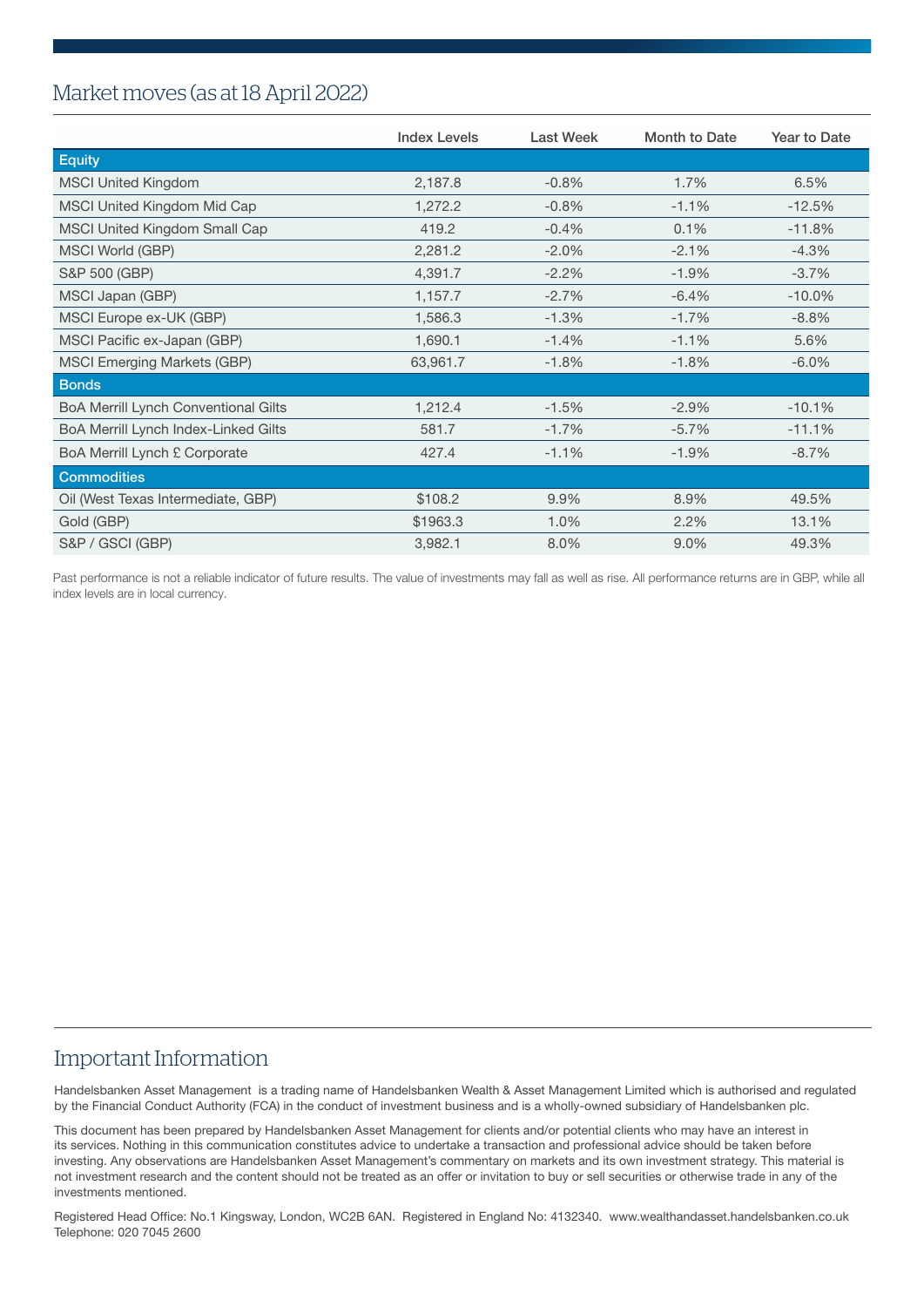## Market moves (as at 18 April 2022)

| | Index Levels | Last Week | Month to Date | Year to Date |
|---|---|---|---|---|
| **Equity** | | | | |
| MSCI United Kingdom | 2,187.8 | -0.8% | 1.7% | 6.5% |
| MSCI United Kingdom Mid Cap | 1,272.2 | -0.8% | -1.1% | -12.5% |
| MSCI United Kingdom Small Cap | 419.2 | -0.4% | 0.1% | -11.8% |
| MSCI World (GBP) | 2,281.2 | -2.0% | -2.1% | -4.3% |
| S&P 500 (GBP) | 4,391.7 | -2.2% | -1.9% | -3.7% |
| MSCI Japan (GBP) | 1,157.7 | -2.7% | -6.4% | -10.0% |
| MSCI Europe ex-UK (GBP) | 1,586.3 | -1.3% | -1.7% | -8.8% |
| MSCI Pacific ex-Japan (GBP) | 1,690.1 | -1.4% | -1.1% | 5.6% |
| MSCI Emerging Markets (GBP) | 63,961.7 | -1.8% | -1.8% | -6.0% |
| **Bonds** | | | | |
| BoA Merrill Lynch Conventional Gilts | 1,212.4 | -1.5% | -2.9% | -10.1% |
| BoA Merrill Lynch Index-Linked Gilts | 581.7 | -1.7% | -5.7% | -11.1% |
| BoA Merrill Lynch £ Corporate | 427.4 | -1.1% | -1.9% | -8.7% |
| **Commodities** | | | | |
| Oil (West Texas Intermediate, GBP) | $108.2 | 9.9% | 8.9% | 49.5% |
| Gold (GBP) | $1963.3 | 1.0% | 2.2% | 13.1% |
| S&P / GSCI (GBP) | 3,982.1 | 8.0% | 9.0% | 49.3% |

Past performance is not a reliable indicator of future results. The value of investments may fall as well as rise. All performance returns are in GBP, while all index levels are in local currency.

## Important Information

Handelsbanken Asset Management is a trading name of Handelsbanken Wealth & Asset Management Limited which is authorised and regulated by the Financial Conduct Authority (FCA) in the conduct of investment business and is a wholly-owned subsidiary of Handelsbanken plc.

This document has been prepared by Handelsbanken Asset Management for clients and/or potential clients who may have an interest in its services. Nothing in this communication constitutes advice to undertake a transaction and professional advice should be taken before investing. Any observations are Handelsbanken Asset Management's commentary on markets and its own investment strategy. This material is not investment research and the content should not be treated as an offer or invitation to buy or sell securities or otherwise trade in any of the investments mentioned.

Registered Head Office: No.1 Kingsway, London, WC2B 6AN. Registered in England No: 4132340. www.wealthandasset.handelsbanken.co.uk
Telephone: 020 7045 2600